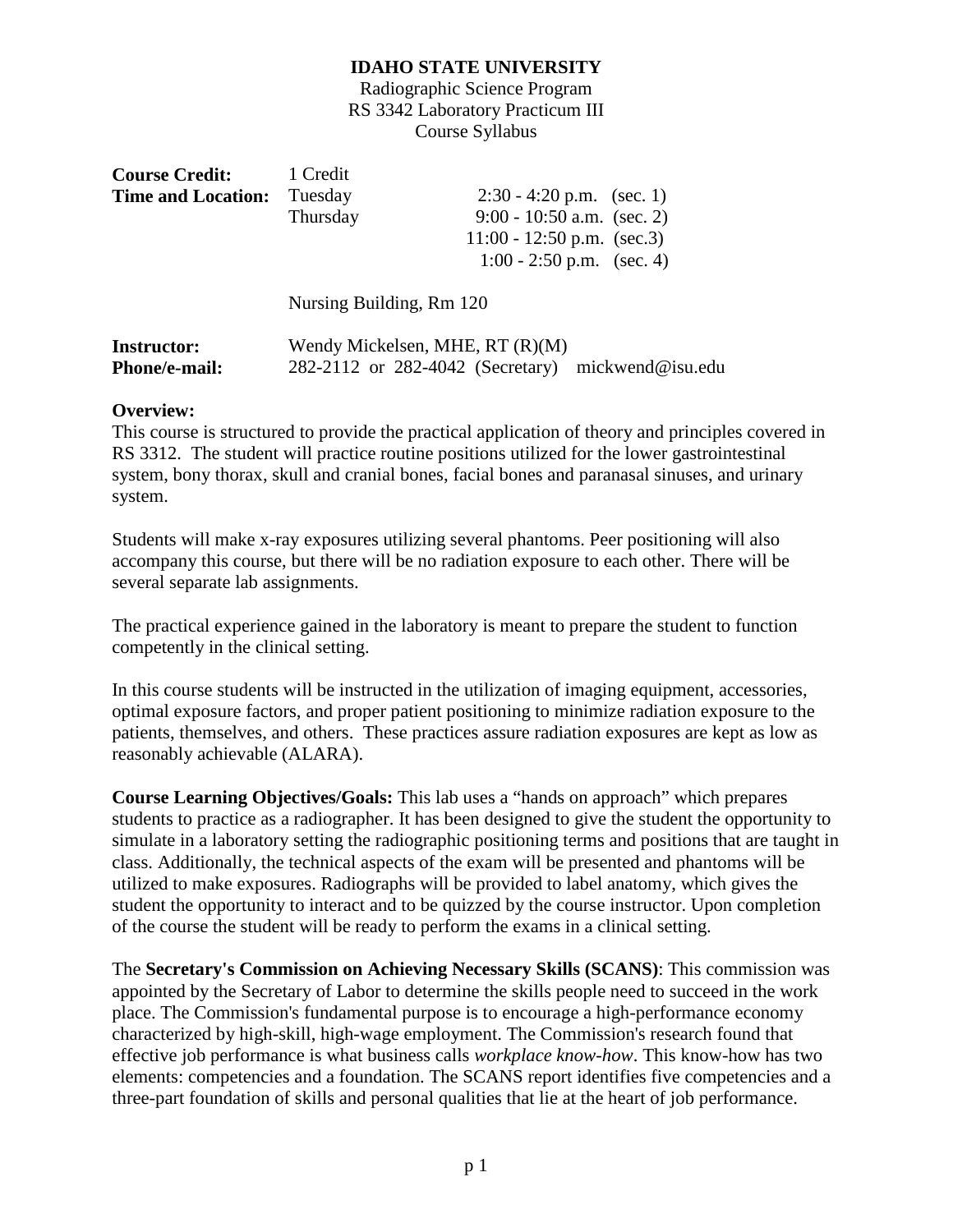# IDAHO STATE UNIVERSITY

Radiographic Science Program
RS 3342 Laboratory Practicum III
Course Syllabus

| | | |
|---|---|---|
| **Course Credit:** | 1 Credit | |
| **Time and Location:** | Tuesday | 2:30 - 4:20 p.m. (sec. 1) |
| | Thursday | 9:00 - 10:50 a.m. (sec. 2) |
| | | 11:00 - 12:50 p.m. (sec.3) |
| | | 1:00 - 2:50 p.m. (sec. 4) |
| | Nursing Building, Rm 120 | |

**Instructor:** Wendy Mickelsen, MHE, RT (R)(M)
**Phone/e-mail:** 282-2112 or 282-4042 (Secretary) mickwend@isu.edu

**Overview:**
This course is structured to provide the practical application of theory and principles covered in RS 3312. The student will practice routine positions utilized for the lower gastrointestinal system, bony thorax, skull and cranial bones, facial bones and paranasal sinuses, and urinary system.

Students will make x-ray exposures utilizing several phantoms. Peer positioning will also accompany this course, but there will be no radiation exposure to each other. There will be several separate lab assignments.

The practical experience gained in the laboratory is meant to prepare the student to function competently in the clinical setting.

In this course students will be instructed in the utilization of imaging equipment, accessories, optimal exposure factors, and proper patient positioning to minimize radiation exposure to the patients, themselves, and others. These practices assure radiation exposures are kept as low as reasonably achievable (ALARA).

**Course Learning Objectives/Goals:** This lab uses a "hands on approach" which prepares students to practice as a radiographer. It has been designed to give the student the opportunity to simulate in a laboratory setting the radiographic positioning terms and positions that are taught in class. Additionally, the technical aspects of the exam will be presented and phantoms will be utilized to make exposures. Radiographs will be provided to label anatomy, which gives the student the opportunity to interact and to be quizzed by the course instructor. Upon completion of the course the student will be ready to perform the exams in a clinical setting.

The **Secretary's Commission on Achieving Necessary Skills (SCANS)**: This commission was appointed by the Secretary of Labor to determine the skills people need to succeed in the work place. The Commission's fundamental purpose is to encourage a high-performance economy characterized by high-skill, high-wage employment. The Commission's research found that effective job performance is what business calls *workplace know-how*. This know-how has two elements: competencies and a foundation. The SCANS report identifies five competencies and a three-part foundation of skills and personal qualities that lie at the heart of job performance.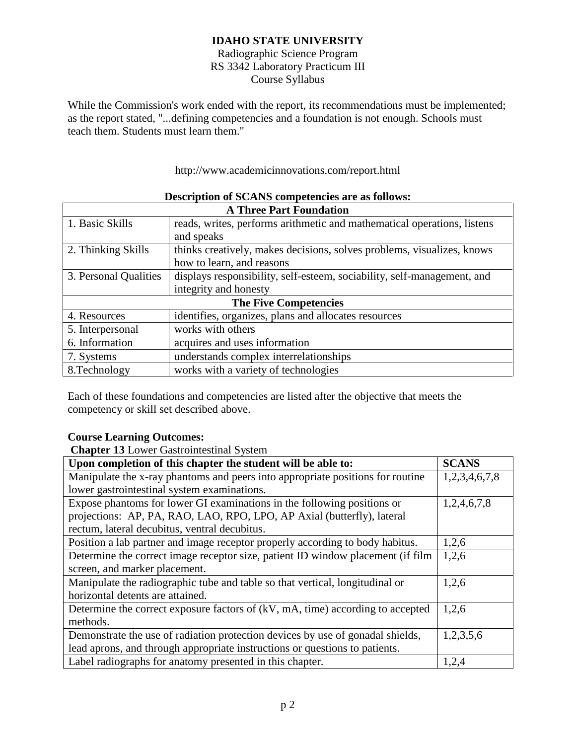**IDAHO STATE UNIVERSITY**
Radiographic Science Program
RS 3342 Laboratory Practicum III
Course Syllabus

While the Commission's work ended with the report, its recommendations must be implemented; as the report stated, "...defining competencies and a foundation is not enough. Schools must teach them. Students must learn them."

http://www.academicinnovations.com/report.html

**Description of SCANS competencies are as follows:**

| **A Three Part Foundation** | |
|---|---|
| 1. Basic Skills | reads, writes, performs arithmetic and mathematical operations, listens and speaks |
| 2. Thinking Skills | thinks creatively, makes decisions, solves problems, visualizes, knows how to learn, and reasons |
| 3. Personal Qualities | displays responsibility, self-esteem, sociability, self-management, and integrity and honesty |
| **The Five Competencies** | |
| 4. Resources | identifies, organizes, plans and allocates resources |
| 5. Interpersonal | works with others |
| 6. Information | acquires and uses information |
| 7. Systems | understands complex interrelationships |
| 8.Technology | works with a variety of technologies |

Each of these foundations and competencies are listed after the objective that meets the competency or skill set described above.

**Course Learning Outcomes:**

**Chapter 13** Lower Gastrointestinal System

| Upon completion of this chapter the student will be able to: | SCANS |
|---|---|
| Manipulate the x-ray phantoms and peers into appropriate positions for routine lower gastrointestinal system examinations. | 1,2,3,4,6,7,8 |
| Expose phantoms for lower GI examinations in the following positions or projections: AP, PA, RAO, LAO, RPO, LPO, AP Axial (butterfly), lateral rectum, lateral decubitus, ventral decubitus. | 1,2,4,6,7,8 |
| Position a lab partner and image receptor properly according to body habitus. | 1,2,6 |
| Determine the correct image receptor size, patient ID window placement (if film screen, and marker placement. | 1,2,6 |
| Manipulate the radiographic tube and table so that vertical, longitudinal or horizontal detents are attained. | 1,2,6 |
| Determine the correct exposure factors of (kV, mA, time) according to accepted methods. | 1,2,6 |
| Demonstrate the use of radiation protection devices by use of gonadal shields, lead aprons, and through appropriate instructions or questions to patients. | 1,2,3,5,6 |
| Label radiographs for anatomy presented in this chapter. | 1,2,4 |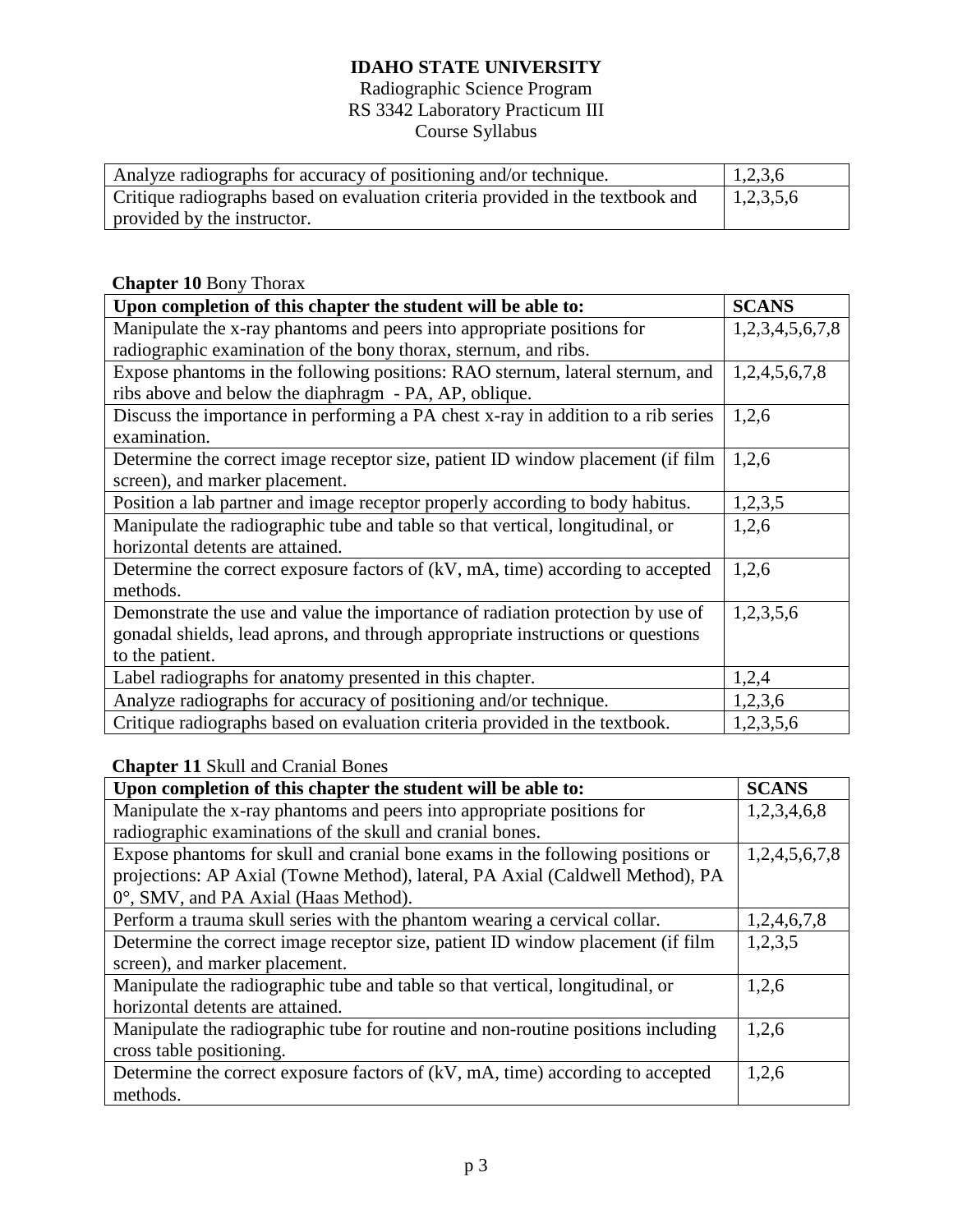| | |
|---|---|
| Analyze radiographs for accuracy of positioning and/or technique. | 1,2,3,6 |
| Critique radiographs based on evaluation criteria provided in the textbook and provided by the instructor. | 1,2,3,5,6 |

**Chapter 10** Bony Thorax

| Upon completion of this chapter the student will be able to: | SCANS |
|---|---|
| Manipulate the x-ray phantoms and peers into appropriate positions for radiographic examination of the bony thorax, sternum, and ribs. | 1,2,3,4,5,6,7,8 |
| Expose phantoms in the following positions: RAO sternum, lateral sternum, and ribs above and below the diaphragm - PA, AP, oblique. | 1,2,4,5,6,7,8 |
| Discuss the importance in performing a PA chest x-ray in addition to a rib series examination. | 1,2,6 |
| Determine the correct image receptor size, patient ID window placement (if film screen), and marker placement. | 1,2,6 |
| Position a lab partner and image receptor properly according to body habitus. | 1,2,3,5 |
| Manipulate the radiographic tube and table so that vertical, longitudinal, or horizontal detents are attained. | 1,2,6 |
| Determine the correct exposure factors of (kV, mA, time) according to accepted methods. | 1,2,6 |
| Demonstrate the use and value the importance of radiation protection by use of gonadal shields, lead aprons, and through appropriate instructions or questions to the patient. | 1,2,3,5,6 |
| Label radiographs for anatomy presented in this chapter. | 1,2,4 |
| Analyze radiographs for accuracy of positioning and/or technique. | 1,2,3,6 |
| Critique radiographs based on evaluation criteria provided in the textbook. | 1,2,3,5,6 |

**Chapter 11** Skull and Cranial Bones

| Upon completion of this chapter the student will be able to: | SCANS |
|---|---|
| Manipulate the x-ray phantoms and peers into appropriate positions for radiographic examinations of the skull and cranial bones. | 1,2,3,4,6,8 |
| Expose phantoms for skull and cranial bone exams in the following positions or projections: AP Axial (Towne Method), lateral, PA Axial (Caldwell Method), PA 0°, SMV, and PA Axial (Haas Method). | 1,2,4,5,6,7,8 |
| Perform a trauma skull series with the phantom wearing a cervical collar. | 1,2,4,6,7,8 |
| Determine the correct image receptor size, patient ID window placement (if film screen), and marker placement. | 1,2,3,5 |
| Manipulate the radiographic tube and table so that vertical, longitudinal, or horizontal detents are attained. | 1,2,6 |
| Manipulate the radiographic tube for routine and non-routine positions including cross table positioning. | 1,2,6 |
| Determine the correct exposure factors of (kV, mA, time) according to accepted methods. | 1,2,6 |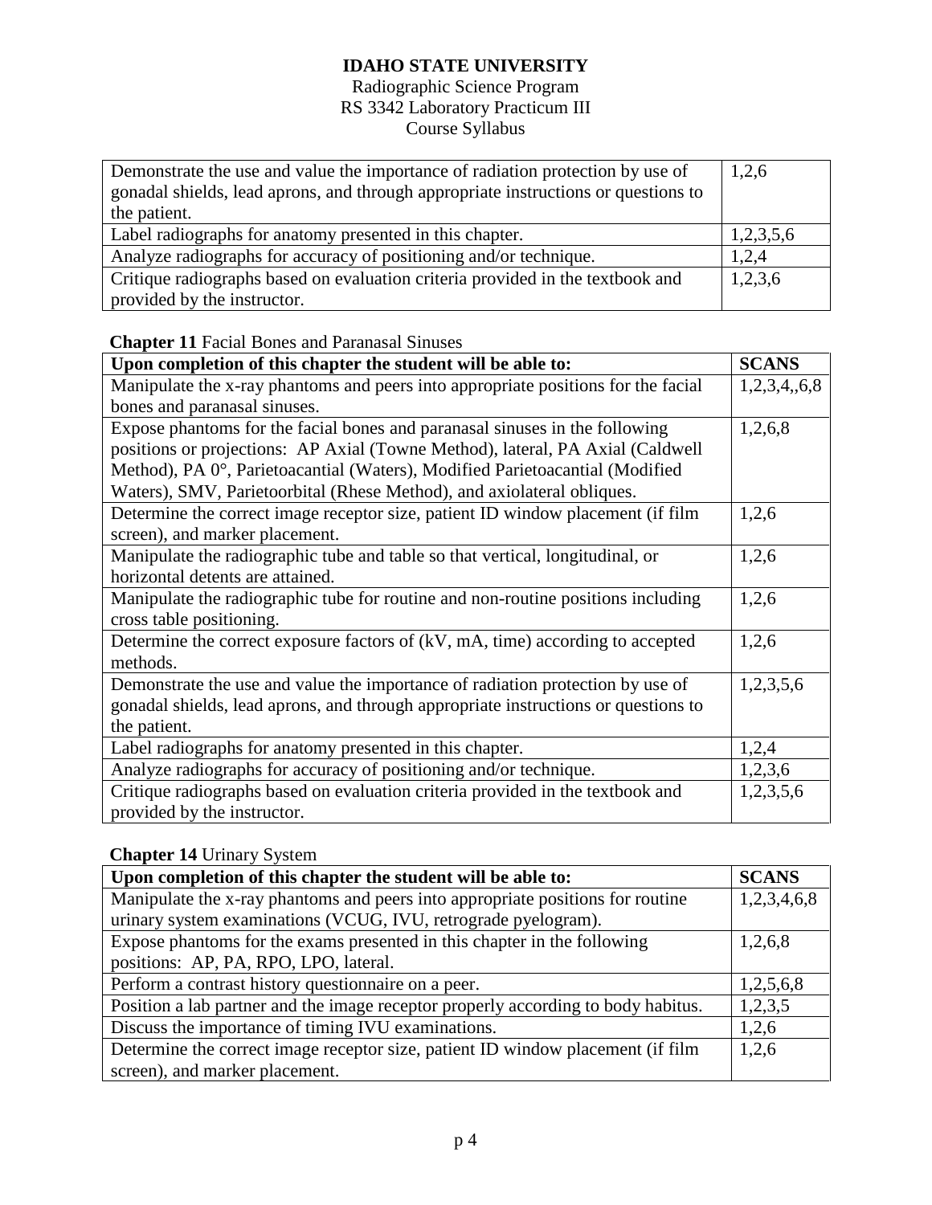**IDAHO STATE UNIVERSITY**
Radiographic Science Program
RS 3342 Laboratory Practicum III
Course Syllabus

| | |
|---|---|
| Demonstrate the use and value the importance of radiation protection by use of gonadal shields, lead aprons, and through appropriate instructions or questions to the patient. | 1,2,6 |
| Label radiographs for anatomy presented in this chapter. | 1,2,3,5,6 |
| Analyze radiographs for accuracy of positioning and/or technique. | 1,2,4 |
| Critique radiographs based on evaluation criteria provided in the textbook and provided by the instructor. | 1,2,3,6 |

**Chapter 11** Facial Bones and Paranasal Sinuses

| Upon completion of this chapter the student will be able to: | SCANS |
|---|---|
| Manipulate the x-ray phantoms and peers into appropriate positions for the facial bones and paranasal sinuses. | 1,2,3,4,,6,8 |
| Expose phantoms for the facial bones and paranasal sinuses in the following positions or projections: AP Axial (Towne Method), lateral, PA Axial (Caldwell Method), PA 0°, Parietoacantial (Waters), Modified Parietoacantial (Modified Waters), SMV, Parietoorbital (Rhese Method), and axiolateral obliques. | 1,2,6,8 |
| Determine the correct image receptor size, patient ID window placement (if film screen), and marker placement. | 1,2,6 |
| Manipulate the radiographic tube and table so that vertical, longitudinal, or horizontal detents are attained. | 1,2,6 |
| Manipulate the radiographic tube for routine and non-routine positions including cross table positioning. | 1,2,6 |
| Determine the correct exposure factors of (kV, mA, time) according to accepted methods. | 1,2,6 |
| Demonstrate the use and value the importance of radiation protection by use of gonadal shields, lead aprons, and through appropriate instructions or questions to the patient. | 1,2,3,5,6 |
| Label radiographs for anatomy presented in this chapter. | 1,2,4 |
| Analyze radiographs for accuracy of positioning and/or technique. | 1,2,3,6 |
| Critique radiographs based on evaluation criteria provided in the textbook and provided by the instructor. | 1,2,3,5,6 |

**Chapter 14** Urinary System

| Upon completion of this chapter the student will be able to: | SCANS |
|---|---|
| Manipulate the x-ray phantoms and peers into appropriate positions for routine urinary system examinations (VCUG, IVU, retrograde pyelogram). | 1,2,3,4,6,8 |
| Expose phantoms for the exams presented in this chapter in the following positions: AP, PA, RPO, LPO, lateral. | 1,2,6,8 |
| Perform a contrast history questionnaire on a peer. | 1,2,5,6,8 |
| Position a lab partner and the image receptor properly according to body habitus. | 1,2,3,5 |
| Discuss the importance of timing IVU examinations. | 1,2,6 |
| Determine the correct image receptor size, patient ID window placement (if film screen), and marker placement. | 1,2,6 |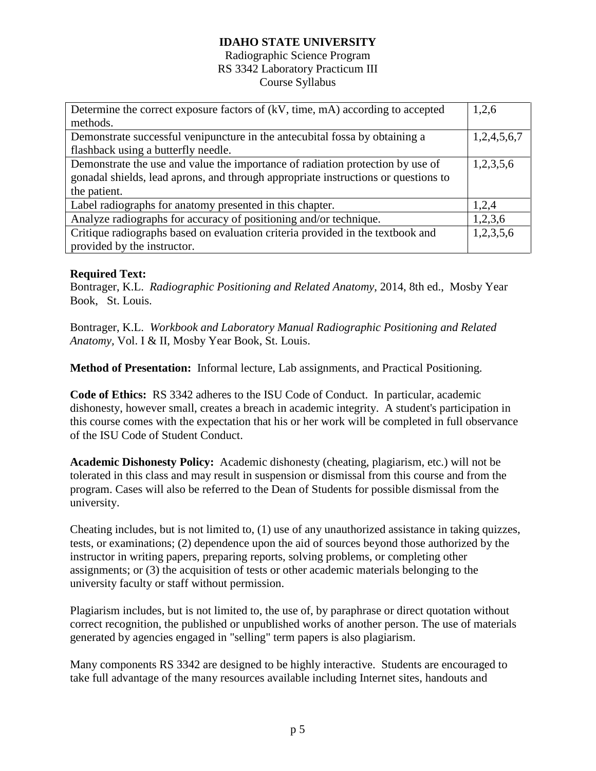| Determine the correct exposure factors of (kV, time, mA) according to accepted methods. | 1,2,6 |
|---|---|
| Demonstrate successful venipuncture in the antecubital fossa by obtaining a flashback using a butterfly needle. | 1,2,4,5,6,7 |
| Demonstrate the use and value the importance of radiation protection by use of gonadal shields, lead aprons, and through appropriate instructions or questions to the patient. | 1,2,3,5,6 |
| Label radiographs for anatomy presented in this chapter. | 1,2,4 |
| Analyze radiographs for accuracy of positioning and/or technique. | 1,2,3,6 |
| Critique radiographs based on evaluation criteria provided in the textbook and provided by the instructor. | 1,2,3,5,6 |

**Required Text:**
Bontrager, K.L. *Radiographic Positioning and Related Anatomy*, 2014, 8th ed., Mosby Year Book, St. Louis.

Bontrager, K.L. *Workbook and Laboratory Manual Radiographic Positioning and Related Anatomy*, Vol. I & II, Mosby Year Book, St. Louis.

**Method of Presentation:** Informal lecture, Lab assignments, and Practical Positioning.

**Code of Ethics:** RS 3342 adheres to the ISU Code of Conduct. In particular, academic dishonesty, however small, creates a breach in academic integrity. A student's participation in this course comes with the expectation that his or her work will be completed in full observance of the ISU Code of Student Conduct.

**Academic Dishonesty Policy:** Academic dishonesty (cheating, plagiarism, etc.) will not be tolerated in this class and may result in suspension or dismissal from this course and from the program. Cases will also be referred to the Dean of Students for possible dismissal from the university.

Cheating includes, but is not limited to, (1) use of any unauthorized assistance in taking quizzes, tests, or examinations; (2) dependence upon the aid of sources beyond those authorized by the instructor in writing papers, preparing reports, solving problems, or completing other assignments; or (3) the acquisition of tests or other academic materials belonging to the university faculty or staff without permission.

Plagiarism includes, but is not limited to, the use of, by paraphrase or direct quotation without correct recognition, the published or unpublished works of another person. The use of materials generated by agencies engaged in "selling" term papers is also plagiarism.

Many components RS 3342 are designed to be highly interactive. Students are encouraged to take full advantage of the many resources available including Internet sites, handouts and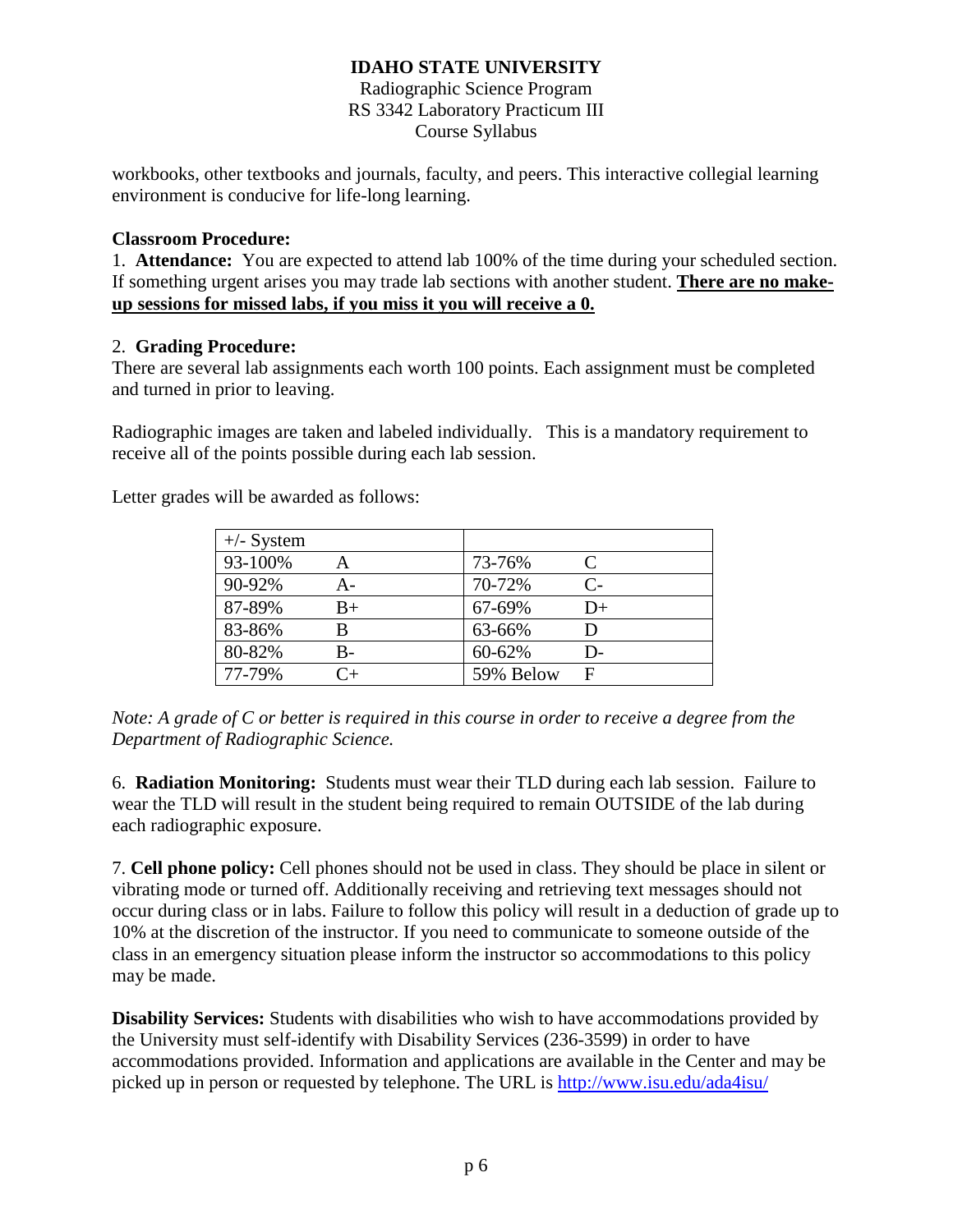workbooks, other textbooks and journals, faculty, and peers. This interactive collegial learning environment is conducive for life-long learning.

**Classroom Procedure:**

1. **Attendance:** You are expected to attend lab 100% of the time during your scheduled section. If something urgent arises you may trade lab sections with another student. **<u>There are no make-up sessions for missed labs, if you miss it you will receive a 0.</u>**

2. **Grading Procedure:**

There are several lab assignments each worth 100 points. Each assignment must be completed and turned in prior to leaving.

Radiographic images are taken and labeled individually. This is a mandatory requirement to receive all of the points possible during each lab session.

Letter grades will be awarded as follows:

| +/- System | | | |
|---|---|---|---|
| 93-100% | A | 73-76% | C |
| 90-92% | A- | 70-72% | C- |
| 87-89% | B+ | 67-69% | D+ |
| 83-86% | B | 63-66% | D |
| 80-82% | B- | 60-62% | D- |
| 77-79% | C+ | 59% Below | F |

*Note: A grade of C or better is required in this course in order to receive a degree from the Department of Radiographic Science.*

6. **Radiation Monitoring:** Students must wear their TLD during each lab session. Failure to wear the TLD will result in the student being required to remain OUTSIDE of the lab during each radiographic exposure.

7. **Cell phone policy:** Cell phones should not be used in class. They should be place in silent or vibrating mode or turned off. Additionally receiving and retrieving text messages should not occur during class or in labs. Failure to follow this policy will result in a deduction of grade up to 10% at the discretion of the instructor. If you need to communicate to someone outside of the class in an emergency situation please inform the instructor so accommodations to this policy may be made.

**Disability Services:** Students with disabilities who wish to have accommodations provided by the University must self-identify with Disability Services (236-3599) in order to have accommodations provided. Information and applications are available in the Center and may be picked up in person or requested by telephone. The URL is http://www.isu.edu/ada4isu/